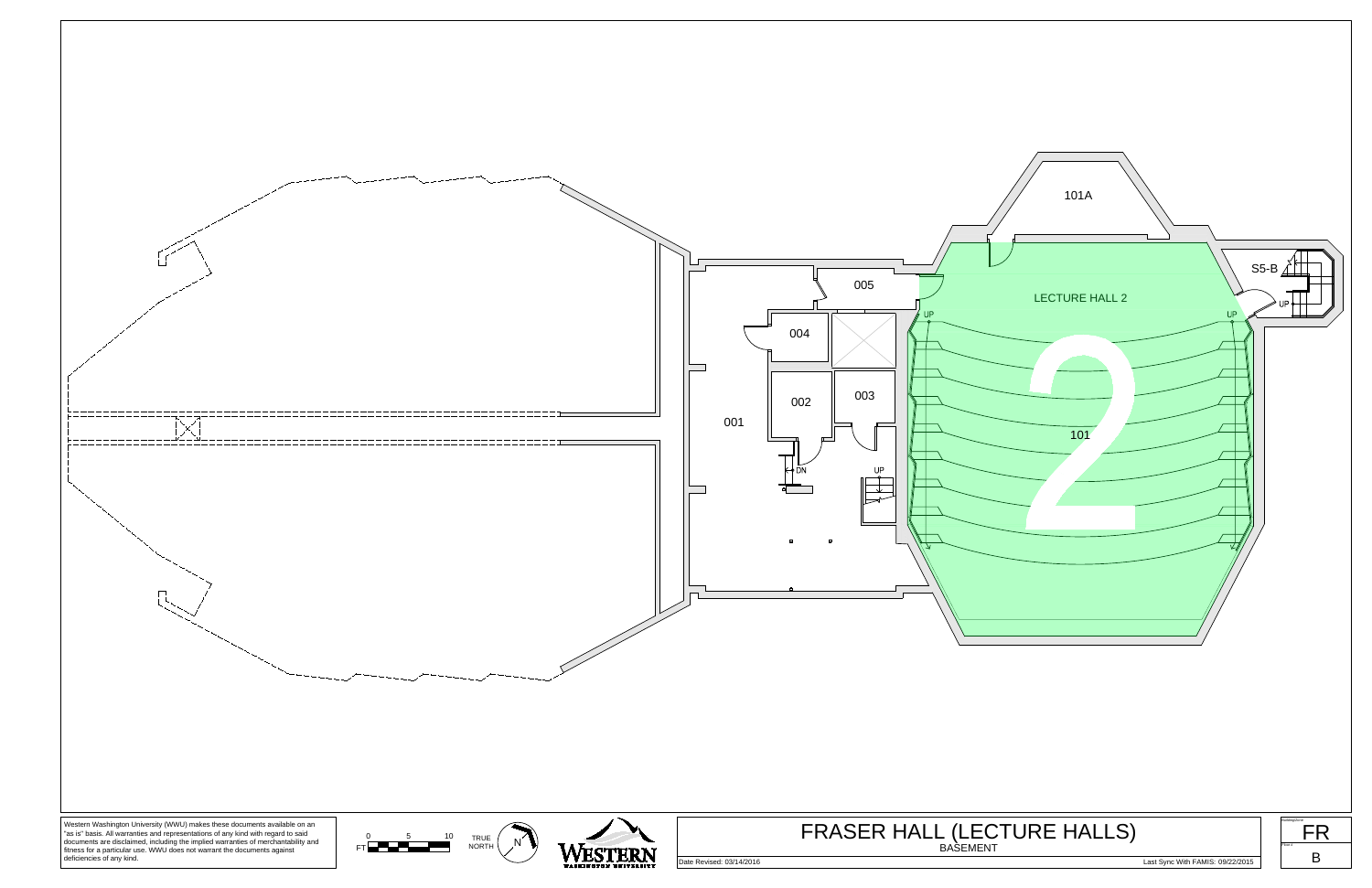101A

005

LECTURE HALL 2

S5-B

UP

UP

UP

004

002

003

001

101

2

DN

UP

Western Washington University (WWU) makes these documents available on an "as is" basis. All warranties and representations of any kind with regard to said documents are disclaimed, including the implied warranties of merchantability and fitness for a particular use. WWU does not warrant the documents against deficiencies of any kind.

0 5 10 FT

TRUE NORTH

N

WESTERN WASHINGTON UNIVERSITY

# FRASER HALL (LECTURE HALLS)

BASEMENT

Date Revised: 03/14/2016

Last Sync With FAMIS: 09/22/2015

FR

B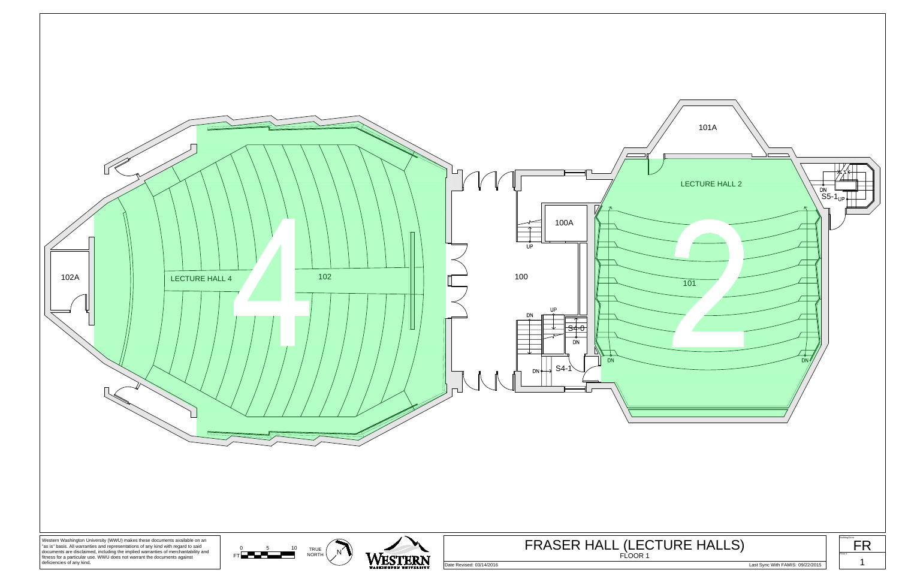102A

LECTURE HALL 4

4

102

100

100A

UP

DN

UP

S4-0

DN

DN

S4-1

101A

LECTURE HALL 2

2

101

DN

S5-1

UP

DN

DN

Western Washington University (WWU) makes these documents available on an "as is" basis. All warranties and representations of any kind with regard to said documents are disclaimed, including the implied warranties of merchantability and fitness for a particular use. WWU does not warrant the documents against deficiencies of any kind.

0 5 10

FT

TRUE NORTH

N

WESTERN WASHINGTON UNIVERSITY

# FRASER HALL (LECTURE HALLS)

FLOOR 1

Date Revised: 03/14/2016

Last Sync With FAMIS: 09/22/2015

FR

1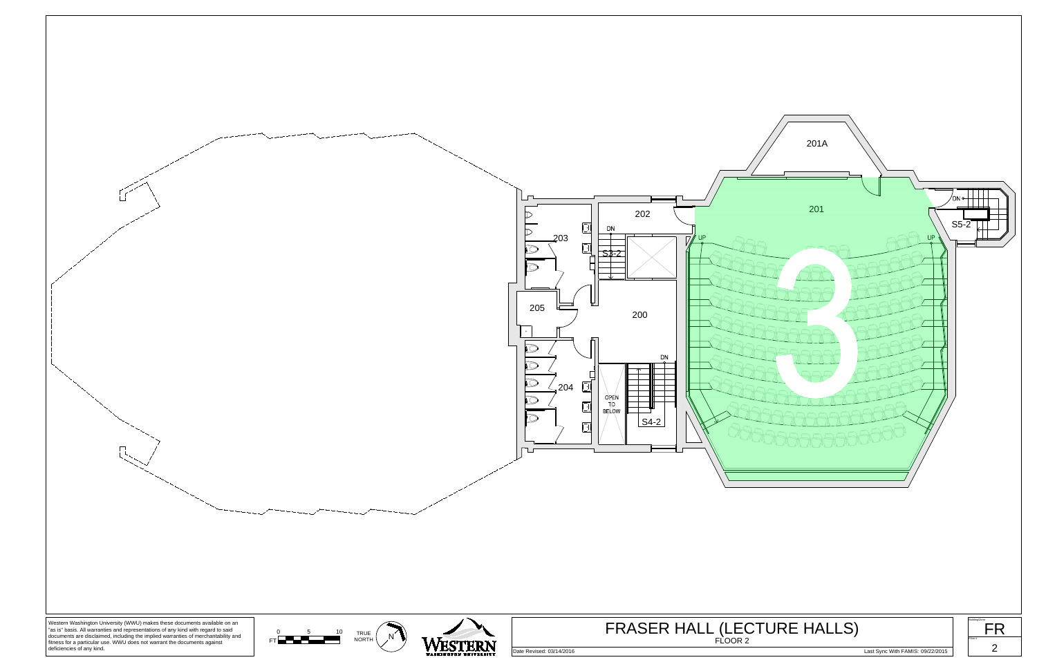# FRASER HALL (LECTURE HALLS)

FLOOR 2

201A

201

202

203

S3-2

205

200

204

OPEN TO BELOW

S4-2

S5-2

DN

UP

3

Western Washington University (WWU) makes these documents available on an "as is" basis. All warranties and representations of any kind with regard to said documents are disclaimed, including the implied warranties of merchantability and fitness for a particular use. WWU does not warrant the documents against deficiencies of any kind.

FT 0 5 10

TRUE NORTH

N

WESTERN WASHINGTON UNIVERSITY

Date Revised: 03/14/2016

Last Sync With FAMIS: 09/22/2015

FR

2